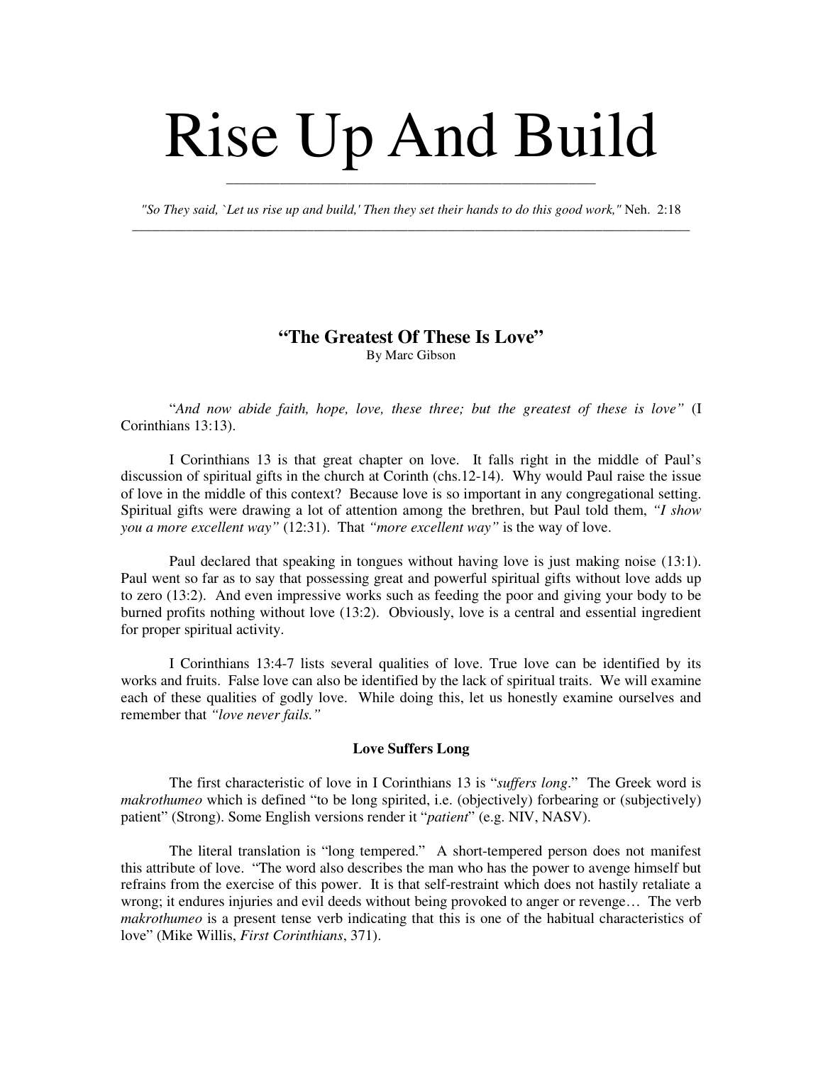# Rise Up And Build

*"So They said, `Let us rise up and build,' Then they set their hands to do this good work,"* Neh. 2:18

---

## "The Greatest Of These Is Love"

By Marc Gibson

"*And now abide faith, hope, love, these three; but the greatest of these is love"* (I Corinthians 13:13).

I Corinthians 13 is that great chapter on love. It falls right in the middle of Paul's discussion of spiritual gifts in the church at Corinth (chs.12-14). Why would Paul raise the issue of love in the middle of this context? Because love is so important in any congregational setting. Spiritual gifts were drawing a lot of attention among the brethren, but Paul told them, *"I show you a more excellent way"* (12:31). That *"more excellent way"* is the way of love.

Paul declared that speaking in tongues without having love is just making noise (13:1). Paul went so far as to say that possessing great and powerful spiritual gifts without love adds up to zero (13:2). And even impressive works such as feeding the poor and giving your body to be burned profits nothing without love (13:2). Obviously, love is a central and essential ingredient for proper spiritual activity.

I Corinthians 13:4-7 lists several qualities of love. True love can be identified by its works and fruits. False love can also be identified by the lack of spiritual traits. We will examine each of these qualities of godly love. While doing this, let us honestly examine ourselves and remember that *"love never fails."*

### Love Suffers Long

The first characteristic of love in I Corinthians 13 is "*suffers long*." The Greek word is *makrothumeo* which is defined "to be long spirited, i.e. (objectively) forbearing or (subjectively) patient" (Strong). Some English versions render it "*patient*" (e.g. NIV, NASV).

The literal translation is "long tempered." A short-tempered person does not manifest this attribute of love. "The word also describes the man who has the power to avenge himself but refrains from the exercise of this power. It is that self-restraint which does not hastily retaliate a wrong; it endures injuries and evil deeds without being provoked to anger or revenge… The verb *makrothumeo* is a present tense verb indicating that this is one of the habitual characteristics of love" (Mike Willis, *First Corinthians*, 371).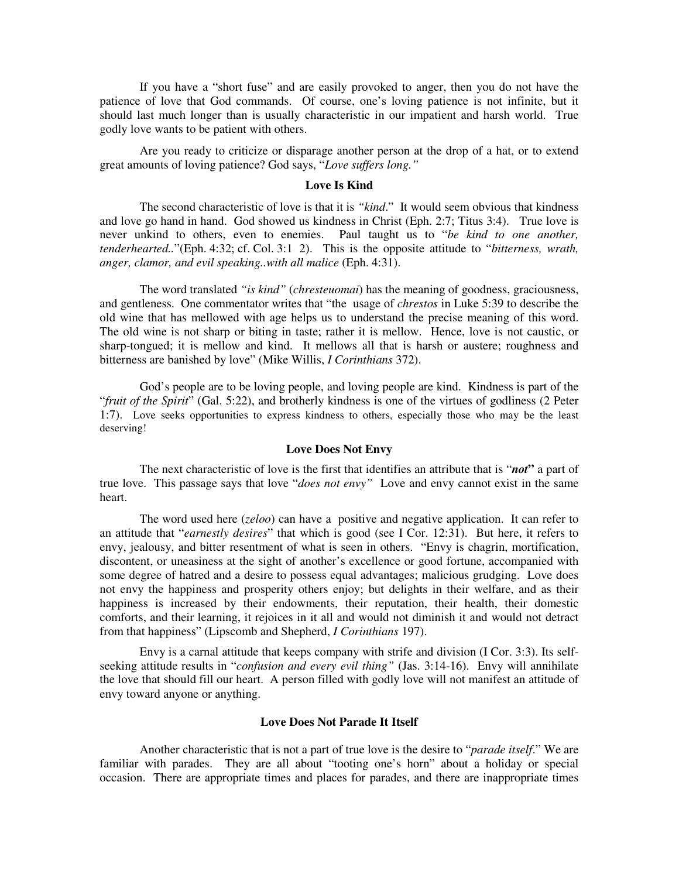If you have a "short fuse" and are easily provoked to anger, then you do not have the patience of love that God commands. Of course, one's loving patience is not infinite, but it should last much longer than is usually characteristic in our impatient and harsh world. True godly love wants to be patient with others.

Are you ready to criticize or disparage another person at the drop of a hat, or to extend great amounts of loving patience? God says, "*Love suffers long.*"

### Love Is Kind

The second characteristic of love is that it is *"kind*." It would seem obvious that kindness and love go hand in hand. God showed us kindness in Christ (Eph. 2:7; Titus 3:4). True love is never unkind to others, even to enemies. Paul taught us to "*be kind to one another, tenderhearted..*"(Eph. 4:32; cf. Col. 3:1 2). This is the opposite attitude to "*bitterness, wrath, anger, clamor, and evil speaking..with all malice* (Eph. 4:31).

The word translated *"is kind"* (*chresteuomai*) has the meaning of goodness, graciousness, and gentleness. One commentator writes that "the usage of *chrestos* in Luke 5:39 to describe the old wine that has mellowed with age helps us to understand the precise meaning of this word. The old wine is not sharp or biting in taste; rather it is mellow. Hence, love is not caustic, or sharp-tongued; it is mellow and kind. It mellows all that is harsh or austere; roughness and bitterness are banished by love" (Mike Willis, *I Corinthians* 372).

God's people are to be loving people, and loving people are kind. Kindness is part of the "*fruit of the Spirit*" (Gal. 5:22), and brotherly kindness is one of the virtues of godliness (2 Peter 1:7). Love seeks opportunities to express kindness to others, especially those who may be the least deserving!

### Love Does Not Envy

The next characteristic of love is the first that identifies an attribute that is "***not***" a part of true love. This passage says that love "*does not envy"* Love and envy cannot exist in the same heart.

The word used here (*zeloo*) can have a positive and negative application. It can refer to an attitude that "*earnestly desires*" that which is good (see I Cor. 12:31). But here, it refers to envy, jealousy, and bitter resentment of what is seen in others. "Envy is chagrin, mortification, discontent, or uneasiness at the sight of another's excellence or good fortune, accompanied with some degree of hatred and a desire to possess equal advantages; malicious grudging. Love does not envy the happiness and prosperity others enjoy; but delights in their welfare, and as their happiness is increased by their endowments, their reputation, their health, their domestic comforts, and their learning, it rejoices in it all and would not diminish it and would not detract from that happiness" (Lipscomb and Shepherd, *I Corinthians* 197).

Envy is a carnal attitude that keeps company with strife and division (I Cor. 3:3). Its self-seeking attitude results in "*confusion and every evil thing"* (Jas. 3:14-16). Envy will annihilate the love that should fill our heart. A person filled with godly love will not manifest an attitude of envy toward anyone or anything.

### Love Does Not Parade It Itself

Another characteristic that is not a part of true love is the desire to "*parade itself*." We are familiar with parades. They are all about "tooting one's horn" about a holiday or special occasion. There are appropriate times and places for parades, and there are inappropriate times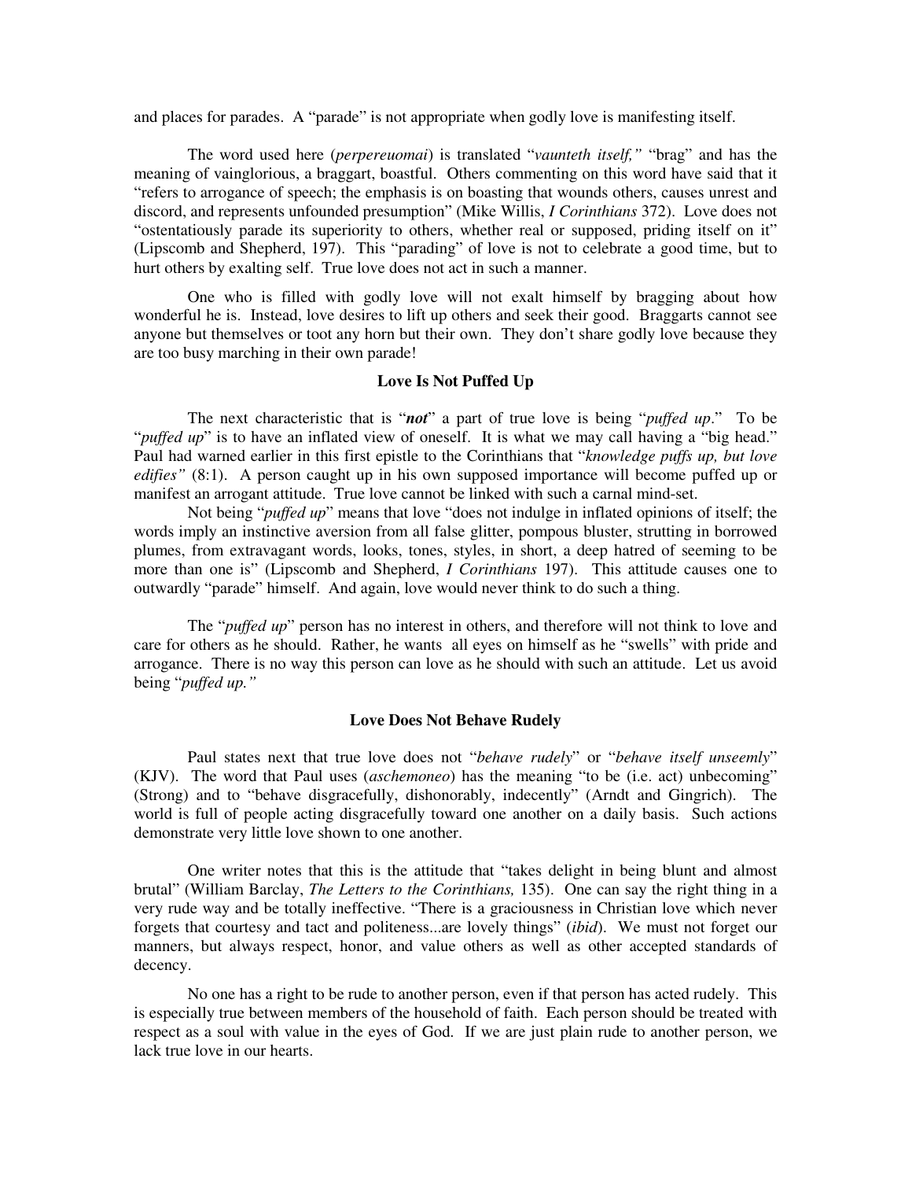and places for parades. A "parade" is not appropriate when godly love is manifesting itself.

The word used here (*perpereuomai*) is translated "*vaunteth itself,*" "brag" and has the meaning of vainglorious, a braggart, boastful. Others commenting on this word have said that it "refers to arrogance of speech; the emphasis is on boasting that wounds others, causes unrest and discord, and represents unfounded presumption" (Mike Willis, *I Corinthians* 372). Love does not "ostentatiously parade its superiority to others, whether real or supposed, priding itself on it" (Lipscomb and Shepherd, 197). This "parading" of love is not to celebrate a good time, but to hurt others by exalting self. True love does not act in such a manner.

One who is filled with godly love will not exalt himself by bragging about how wonderful he is. Instead, love desires to lift up others and seek their good. Braggarts cannot see anyone but themselves or toot any horn but their own. They don't share godly love because they are too busy marching in their own parade!

### Love Is Not Puffed Up

The next characteristic that is "***not***" a part of true love is being "*puffed up*." To be "*puffed up*" is to have an inflated view of oneself. It is what we may call having a "big head." Paul had warned earlier in this first epistle to the Corinthians that "*knowledge puffs up, but love edifies"* (8:1). A person caught up in his own supposed importance will become puffed up or manifest an arrogant attitude. True love cannot be linked with such a carnal mind-set.

Not being "*puffed up*" means that love "does not indulge in inflated opinions of itself; the words imply an instinctive aversion from all false glitter, pompous bluster, strutting in borrowed plumes, from extravagant words, looks, tones, styles, in short, a deep hatred of seeming to be more than one is" (Lipscomb and Shepherd, *I Corinthians* 197). This attitude causes one to outwardly "parade" himself. And again, love would never think to do such a thing.

The "*puffed up*" person has no interest in others, and therefore will not think to love and care for others as he should. Rather, he wants all eyes on himself as he "swells" with pride and arrogance. There is no way this person can love as he should with such an attitude. Let us avoid being "*puffed up.*"

### Love Does Not Behave Rudely

Paul states next that true love does not "*behave rudely*" or "*behave itself unseemly*" (KJV). The word that Paul uses (*aschemoneo*) has the meaning "to be (i.e. act) unbecoming" (Strong) and to "behave disgracefully, dishonorably, indecently" (Arndt and Gingrich). The world is full of people acting disgracefully toward one another on a daily basis. Such actions demonstrate very little love shown to one another.

One writer notes that this is the attitude that "takes delight in being blunt and almost brutal" (William Barclay, *The Letters to the Corinthians,* 135). One can say the right thing in a very rude way and be totally ineffective. "There is a graciousness in Christian love which never forgets that courtesy and tact and politeness...are lovely things" (*ibid*). We must not forget our manners, but always respect, honor, and value others as well as other accepted standards of decency.

No one has a right to be rude to another person, even if that person has acted rudely. This is especially true between members of the household of faith. Each person should be treated with respect as a soul with value in the eyes of God. If we are just plain rude to another person, we lack true love in our hearts.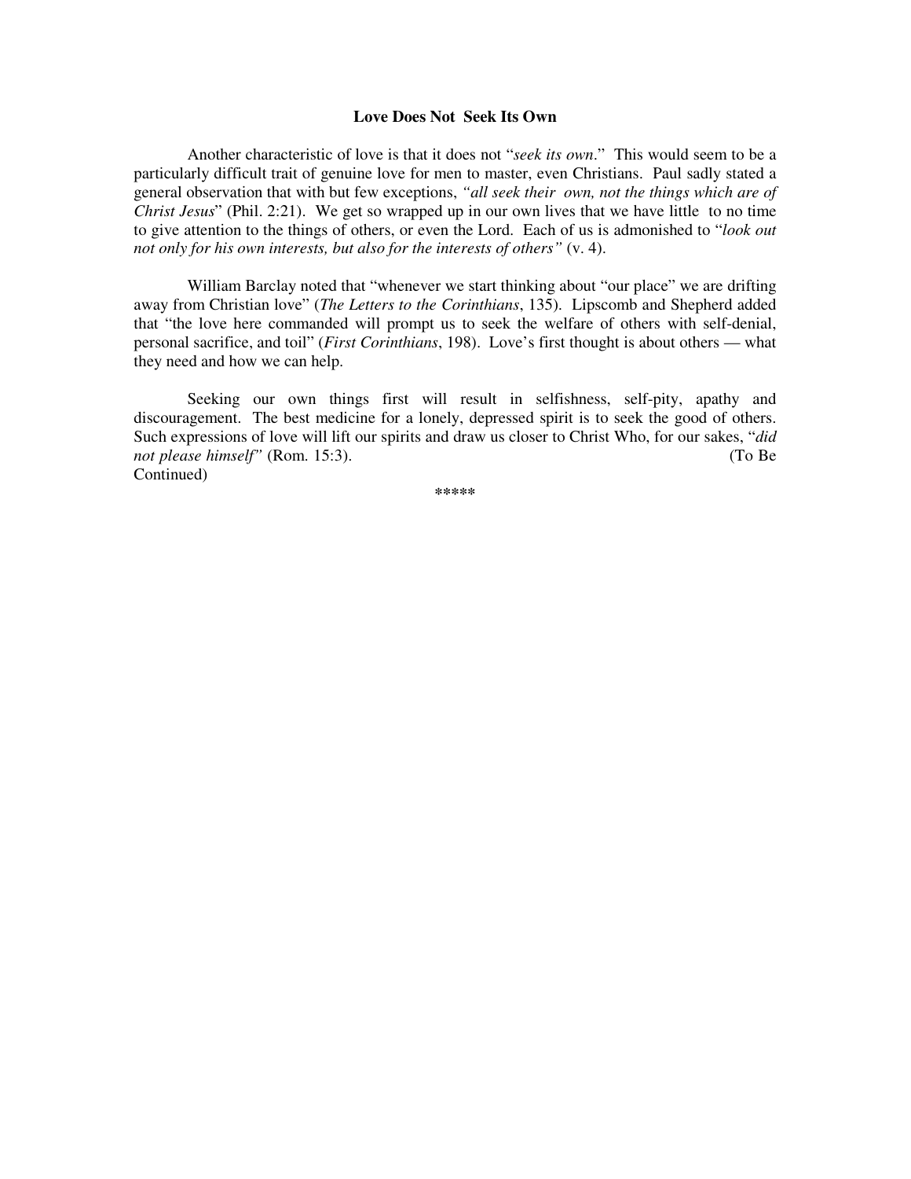**Love Does Not Seek Its Own**

Another characteristic of love is that it does not "*seek its own*." This would seem to be a particularly difficult trait of genuine love for men to master, even Christians. Paul sadly stated a general observation that with but few exceptions, *"all seek their own, not the things which are of Christ Jesus*" (Phil. 2:21). We get so wrapped up in our own lives that we have little to no time to give attention to the things of others, or even the Lord. Each of us is admonished to "*look out not only for his own interests, but also for the interests of others"* (v. 4).

William Barclay noted that "whenever we start thinking about "our place" we are drifting away from Christian love" (*The Letters to the Corinthians*, 135). Lipscomb and Shepherd added that "the love here commanded will prompt us to seek the welfare of others with self-denial, personal sacrifice, and toil" (*First Corinthians*, 198). Love's first thought is about others — what they need and how we can help.

Seeking our own things first will result in selfishness, self-pity, apathy and discouragement. The best medicine for a lonely, depressed spirit is to seek the good of others. Such expressions of love will lift our spirits and draw us closer to Christ Who, for our sakes, "*did not please himself"* (Rom. 15:3). (To Be Continued)

*****